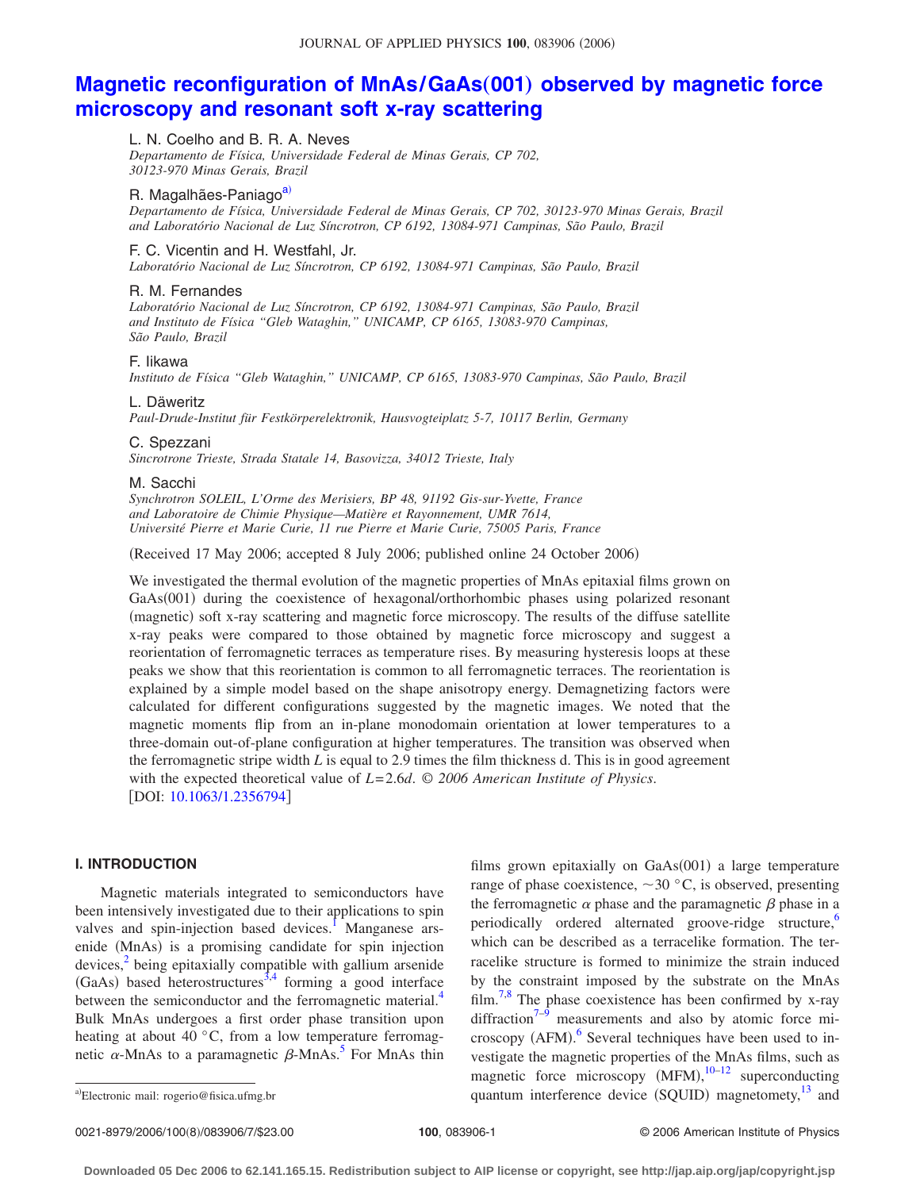# Magnetic reconfiguration of MnAs/GaAs(001) observed by magnetic force microscopy and resonant soft x-ray scattering

L. N. Coelho and B. R. A. Neves
*Departamento de Física, Universidade Federal de Minas Gerais, CP 702, 30123-970 Minas Gerais, Brazil*

R. Magalhães-Paniago[a]
*Departamento de Física, Universidade Federal de Minas Gerais, CP 702, 30123-970 Minas Gerais, Brazil and Laboratório Nacional de Luz Síncrotron, CP 6192, 13084-971 Campinas, São Paulo, Brazil*

F. C. Vicentin and H. Westfahl, Jr.
*Laboratório Nacional de Luz Síncrotron, CP 6192, 13084-971 Campinas, São Paulo, Brazil*

R. M. Fernandes
*Laboratório Nacional de Luz Síncrotron, CP 6192, 13084-971 Campinas, São Paulo, Brazil and Instituto de Física "Gleb Wataghin," UNICAMP, CP 6165, 13083-970 Campinas, São Paulo, Brazil*

F. Iikawa
*Instituto de Física "Gleb Wataghin," UNICAMP, CP 6165, 13083-970 Campinas, São Paulo, Brazil*

L. Däweritz
*Paul-Drude-Institut für Festkörperelektronik, Hausvogteiplatz 5-7, 10117 Berlin, Germany*

C. Spezzani
*Sincrotrone Trieste, Strada Statale 14, Basovizza, 34012 Trieste, Italy*

M. Sacchi
*Synchrotron SOLEIL, L'Orme des Merisiers, BP 48, 91192 Gis-sur-Yvette, France and Laboratoire de Chimie Physique—Matière et Rayonnement, UMR 7614, Université Pierre et Marie Curie, 11 rue Pierre et Marie Curie, 75005 Paris, France*

(Received 17 May 2006; accepted 8 July 2006; published online 24 October 2006)

We investigated the thermal evolution of the magnetic properties of MnAs epitaxial films grown on GaAs(001) during the coexistence of hexagonal/orthorhombic phases using polarized resonant (magnetic) soft x-ray scattering and magnetic force microscopy. The results of the diffuse satellite x-ray peaks were compared to those obtained by magnetic force microscopy and suggest a reorientation of ferromagnetic terraces as temperature rises. By measuring hysteresis loops at these peaks we show that this reorientation is common to all ferromagnetic terraces. The reorientation is explained by a simple model based on the shape anisotropy energy. Demagnetizing factors were calculated for different configurations suggested by the magnetic images. We noted that the magnetic moments flip from an in-plane monodomain orientation at lower temperatures to a three-domain out-of-plane configuration at higher temperatures. The transition was observed when the ferromagnetic stripe width $L$ is equal to 2.9 times the film thickness d. This is in good agreement with the expected theoretical value of $L=2.6d$. *© 2006 American Institute of Physics.* [DOI: 10.1063/1.2356794]

## I. INTRODUCTION

Magnetic materials integrated to semiconductors have been intensively investigated due to their applications to spin valves and spin-injection based devices.[1] Manganese arsenide (MnAs) is a promising candidate for spin injection devices,[2] being epitaxially compatible with gallium arsenide (GaAs) based heterostructures[3,4] forming a good interface between the semiconductor and the ferromagnetic material.[4] Bulk MnAs undergoes a first order phase transition upon heating at about 40 °C, from a low temperature ferromagnetic $\alpha$-MnAs to a paramagnetic $\beta$-MnAs.[5] For MnAs thin films grown epitaxially on GaAs(001) a large temperature range of phase coexistence, ~30 °C, is observed, presenting the ferromagnetic $\alpha$ phase and the paramagnetic $\beta$ phase in a periodically ordered alternated groove-ridge structure,[6] which can be described as a terracelike formation. The terracelike structure is formed to minimize the strain induced by the constraint imposed by the substrate on the MnAs film.[7,8] The phase coexistence has been confirmed by x-ray diffraction[7–9] measurements and also by atomic force microscopy (AFM).[6] Several techniques have been used to investigate the magnetic properties of the MnAs films, such as magnetic force microscopy (MFM),[10–12] superconducting quantum interference device (SQUID) magnetometry,[13] and

[a]Electronic mail: rogerio@fisica.ufmg.br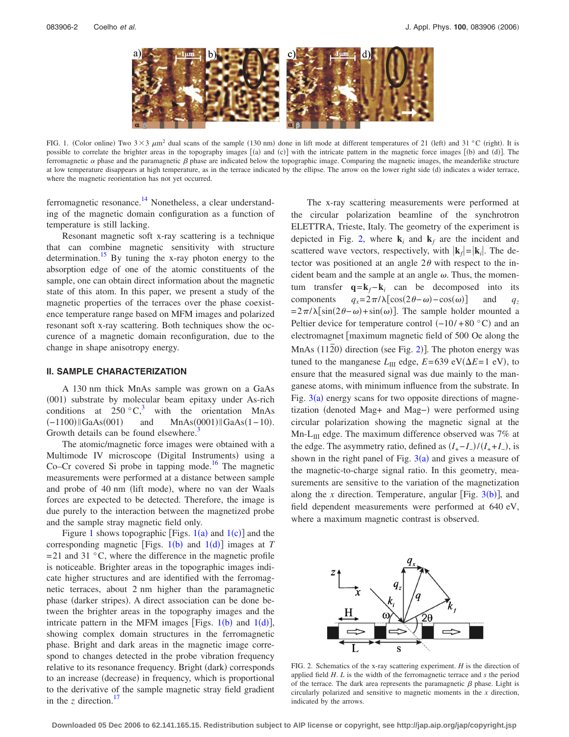FIG. 1. (Color online) Two $3\times3$ $\mu$m$^2$ dual scans of the sample (130 nm) done in lift mode at different temperatures of 21 (left) and 31 °C (right). It is possible to correlate the brighter areas in the topography images [(a) and (c)] with the intricate pattern in the magnetic force images [(b) and (d)]. The ferromagnetic $\alpha$ phase and the paramagnetic $\beta$ phase are indicated below the topographic image. Comparing the magnetic images, the meanderlike structure at low temperature disappears at high temperature, as in the terrace indicated by the ellipse. The arrow on the lower right side (d) indicates a wider terrace, where the magnetic reorientation has not yet occurred.

ferromagnetic resonance.[14] Nonetheless, a clear understanding of the magnetic domain configuration as a function of temperature is still lacking.

Resonant magnetic soft x-ray scattering is a technique that can combine magnetic sensitivity with structure determination.[15] By tuning the x-ray photon energy to the absorption edge of one of the atomic constituents of the sample, one can obtain direct information about the magnetic state of this atom. In this paper, we present a study of the magnetic properties of the terraces over the phase coexistence temperature range based on MFM images and polarized resonant soft x-ray scattering. Both techniques show the occurence of a magnetic domain reconfiguration, due to the change in shape anisotropy energy.

## II. SAMPLE CHARACTERIZATION

A 130 nm thick MnAs sample was grown on a GaAs (001) substrate by molecular beam epitaxy under As-rich conditions at 250 °C,[3] with the orientation MnAs $(-1100)\|$GaAs(001) and MnAs(0001)$\|$GaAs(1−10). Growth details can be found elsewhere.[3]

The atomic/magnetic force images were obtained with a Multimode IV microscope (Digital Instruments) using a Co–Cr covered Si probe in tapping mode.[16] The magnetic measurements were performed at a distance between sample and probe of 40 nm (lift mode), where no van der Waals forces are expected to be detected. Therefore, the image is due purely to the interaction between the magnetized probe and the sample stray magnetic field only.

Figure 1 shows topographic [Figs. 1(a) and 1(c)] and the corresponding magnetic [Figs. 1(b) and 1(d)] images at $T=21$ and 31 °C, where the difference in the magnetic profile is noticeable. Brighter areas in the topographic images indicate higher structures and are identified with the ferromagnetic terraces, about 2 nm higher than the paramagnetic phase (darker stripes). A direct association can be done between the brighter areas in the topography images and the intricate pattern in the MFM images [Figs. 1(b) and 1(d)], showing complex domain structures in the ferromagnetic phase. Bright and dark areas in the magnetic image correspond to changes detected in the probe vibration frequency relative to its resonance frequency. Bright (dark) corresponds to an increase (decrease) in frequency, which is proportional to the derivative of the sample magnetic stray field gradient in the $z$ direction.[17]

The x-ray scattering measurements were performed at the circular polarization beamline of the synchrotron ELETTRA, Trieste, Italy. The geometry of the experiment is depicted in Fig. 2, where $\mathbf{k}_i$ and $\mathbf{k}_f$ are the incident and scattered wave vectors, respectively, with $|\mathbf{k}_f|=|\mathbf{k}_i|$. The detector was positioned at an angle $2\theta$ with respect to the incident beam and the sample at an angle $\omega$. Thus, the momentum transfer $\mathbf{q}=\mathbf{k}_f-\mathbf{k}_i$ can be decomposed into its components $q_x=2\pi/\lambda[\cos(2\theta-\omega)-\cos(\omega)]$ and $q_z=2\pi/\lambda[\sin(2\theta-\omega)+\sin(\omega)]$. The sample holder mounted a Peltier device for temperature control (−10/+80 °C) and an electromagnet [maximum magnetic field of 500 Oe along the MnAs $(11\bar{2}0)$ direction (see Fig. 2)]. The photon energy was tuned to the manganese $L_{\rm III}$ edge, $E=639$ eV($\Delta E=1$ eV), to ensure that the measured signal was due mainly to the manganese atoms, with minimum influence from the substrate. In Fig. 3(a) energy scans for two opposite directions of magnetization (denoted Mag+ and Mag−) were performed using circular polarization showing the magnetic signal at the Mn-$L_{\rm III}$ edge. The maximum difference observed was 7% at the edge. The asymmetry ratio, defined as $(I_+-I_-)/(I_++I_-)$, is shown in the right panel of Fig. 3(a) and gives a measure of the magnetic-to-charge signal ratio. In this geometry, measurements are sensitive to the variation of the magnetization along the $x$ direction. Temperature, angular [Fig. 3(b)], and field dependent measurements were performed at 640 eV, where a maximum magnetic contrast is observed.

FIG. 2. Schematics of the x-ray scattering experiment. $H$ is the direction of applied field $H$. $L$ is the width of the ferromagnetic terrace and $s$ the period of the terrace. The dark area represents the paramagnetic $\beta$ phase. Light is circularly polarized and sensitive to magnetic moments in the $x$ direction, indicated by the arrows.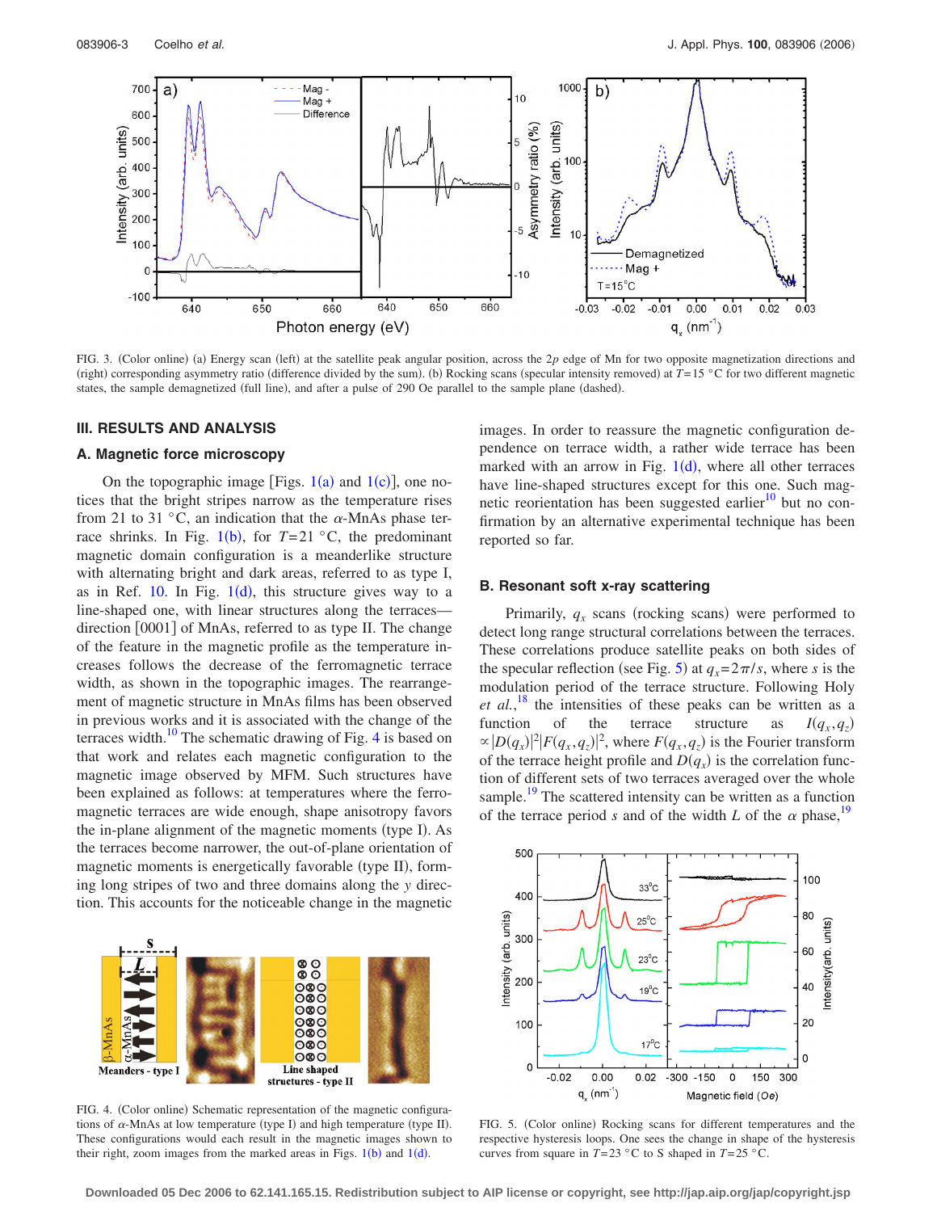FIG. 3. (Color online) (a) Energy scan (left) at the satellite peak angular position, across the 2$p$ edge of Mn for two opposite magnetization directions and (right) corresponding asymmetry ratio (difference divided by the sum). (b) Rocking scans (specular intensity removed) at $T=15$ °C for two different magnetic states, the sample demagnetized (full line), and after a pulse of 290 Oe parallel to the sample plane (dashed).

## III. RESULTS AND ANALYSIS

### A. Magnetic force microscopy

On the topographic image [Figs. 1(a) and 1(c)], one notices that the bright stripes narrow as the temperature rises from 21 to 31 °C, an indication that the $\alpha$-MnAs phase terrace shrinks. In Fig. 1(b), for $T=21$ °C, the predominant magnetic domain configuration is a meanderlike structure with alternating bright and dark areas, referred to as type I, as in Ref. 10. In Fig. 1(d), this structure gives way to a line-shaped one, with linear structures along the terraces—direction [0001] of MnAs, referred to as type II. The change of the feature in the magnetic profile as the temperature increases follows the decrease of the ferromagnetic terrace width, as shown in the topographic images. The rearrangement of magnetic structure in MnAs films has been observed in previous works and it is associated with the change of the terraces width.[10] The schematic drawing of Fig. 4 is based on that work and relates each magnetic configuration to the magnetic image observed by MFM. Such structures have been explained as follows: at temperatures where the ferromagnetic terraces are wide enough, shape anisotropy favors the in-plane alignment of the magnetic moments (type I). As the terraces become narrower, the out-of-plane orientation of magnetic moments is energetically favorable (type II), forming long stripes of two and three domains along the $y$ direction. This accounts for the noticeable change in the magnetic images. In order to reassure the magnetic configuration dependence on terrace width, a rather wide terrace has been marked with an arrow in Fig. 1(d), where all other terraces have line-shaped structures except for this one. Such magnetic reorientation has been suggested earlier[10] but no confirmation by an alternative experimental technique has been reported so far.

FIG. 4. (Color online) Schematic representation of the magnetic configurations of $\alpha$-MnAs at low temperature (type I) and high temperature (type II). These configurations would each result in the magnetic images shown to their right, zoom images from the marked areas in Figs. 1(b) and 1(d).

### B. Resonant soft x-ray scattering

Primarily, $q_x$ scans (rocking scans) were performed to detect long range structural correlations between the terraces. These correlations produce satellite peaks on both sides of the specular reflection (see Fig. 5) at $q_x=2\pi/s$, where $s$ is the modulation period of the terrace structure. Following Holy *et al.*,[18] the intensities of these peaks can be written as a function of the terrace structure as $I(q_x,q_z) \propto |D(q_x)|^2|F(q_x,q_z)|^2$, where $F(q_x,q_z)$ is the Fourier transform of the terrace height profile and $D(q_x)$ is the correlation function of different sets of two terraces averaged over the whole sample.[19] The scattered intensity can be written as a function of the terrace period $s$ and of the width $L$ of the $\alpha$ phase,[19]

FIG. 5. (Color online) Rocking scans for different temperatures and the respective hysteresis loops. One sees the change in shape of the hysteresis curves from square in $T=23$ °C to S shaped in $T=25$ °C.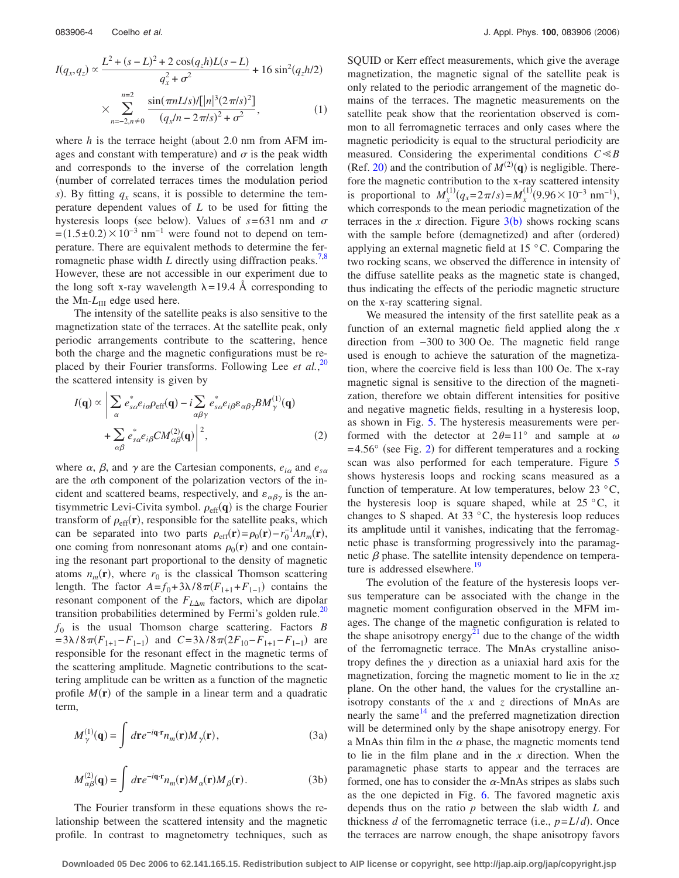$$I(q_x,q_z) \propto \frac{L^2+(s-L)^2+2\cos(q_z h)L(s-L)}{q_x^2+\sigma^2} + 16\sin^2(q_z h/2) \times \sum_{n=-2, n\neq 0}^{n=2} \frac{\sin(\pi n L/s)/[|n|^3(2\pi/s)^2]}{(q_x/n - 2\pi/s)^2+\sigma^2}, \qquad (1)$$

where $h$ is the terrace height (about 2.0 nm from AFM images and constant with temperature) and $\sigma$ is the peak width and corresponds to the inverse of the correlation length (number of correlated terraces times the modulation period $s$). By fitting $q_x$ scans, it is possible to determine the temperature dependent values of $L$ to be used for fitting the hysteresis loops (see below). Values of $s=631$ nm and $\sigma=(1.5\pm0.2)\times10^{-3}$ nm$^{-1}$ were found not to depend on temperature. There are equivalent methods to determine the ferromagnetic phase width $L$ directly using diffraction peaks.[7,8] However, these are not accessible in our experiment due to the long soft x-ray wavelength $\lambda=19.4$ Å corresponding to the Mn-$L_{\mathrm{III}}$ edge used here.

The intensity of the satellite peaks is also sensitive to the magnetization state of the terraces. At the satellite peak, only periodic arrangements contribute to the scattering, hence both the charge and the magnetic configurations must be replaced by their Fourier transforms. Following Lee *et al.*,[20] the scattered intensity is given by

$$I(\mathbf{q}) \propto \left| \sum_{\alpha} e_{s\alpha}^{*} e_{i\alpha} \rho_{\mathrm{eff}}(\mathbf{q}) - i \sum_{\alpha\beta\gamma} e_{s\alpha}^{*} e_{i\beta} \varepsilon_{\alpha\beta\gamma} B M_{\gamma}^{(1)}(\mathbf{q}) + \sum_{\alpha\beta} e_{s\alpha}^{*} e_{i\beta} C M_{\alpha\beta}^{(2)}(\mathbf{q}) \right|^2, \qquad (2)$$

where $\alpha$, $\beta$, and $\gamma$ are the Cartesian components, $e_{i\alpha}$ and $e_{s\alpha}$ are the $\alpha$th component of the polarization vectors of the incident and scattered beams, respectively, and $\varepsilon_{\alpha\beta\gamma}$ is the antisymmetric Levi-Civita symbol. $\rho_{\mathrm{eff}}(\mathbf{q})$ is the charge Fourier transform of $\rho_{\mathrm{eff}}(\mathbf{r})$, responsible for the satellite peaks, which can be separated into two parts $\rho_{\mathrm{eff}}(\mathbf{r})=\rho_0(\mathbf{r})-r_0^{-1}An_m(\mathbf{r})$, one coming from nonresonant atoms $\rho_0(\mathbf{r})$ and one containing the resonant part proportional to the density of magnetic atoms $n_m(\mathbf{r})$, where $r_0$ is the classical Thomson scattering length. The factor $A=f_0+3\lambda/8\pi(F_{1+1}+F_{1-1})$ contains the resonant component of the $F_{L\Delta m}$ factors, which are dipolar transition probabilities determined by Fermi's golden rule.[20] $f_0$ is the usual Thomson charge scattering. Factors $B=3\lambda/8\pi(F_{1+1}-F_{1-1})$ and $C=3\lambda/8\pi(2F_{10}-F_{1+1}-F_{1-1})$ are responsible for the resonant effect in the magnetic terms of the scattering amplitude. Magnetic contributions to the scattering amplitude can be written as a function of the magnetic profile $M(\mathbf{r})$ of the sample in a linear term and a quadratic term,

$$M_{\gamma}^{(1)}(\mathbf{q}) = \int d\mathbf{r} e^{-i\mathbf{q}\cdot\mathbf{r}} n_m(\mathbf{r}) M_{\gamma}(\mathbf{r}), \qquad (3a)$$

$$M_{\alpha\beta}^{(2)}(\mathbf{q}) = \int d\mathbf{r} e^{-i\mathbf{q}\cdot\mathbf{r}} n_m(\mathbf{r}) M_{\alpha}(\mathbf{r}) M_{\beta}(\mathbf{r}). \qquad (3b)$$

The Fourier transform in these equations shows the relationship between the scattered intensity and the magnetic profile. In contrast to magnetometry techniques, such as SQUID or Kerr effect measurements, which give the average magnetization, the magnetic signal of the satellite peak is only related to the periodic arrangement of the magnetic domains of the terraces. The magnetic measurements on the satellite peak show that the reorientation observed is common to all ferromagnetic terraces and only cases where the magnetic periodicity is equal to the structural periodicity are measured. Considering the experimental conditions $C \ll B$ (Ref. 20) and the contribution of $M^{(2)}(\mathbf{q})$ is negligible. Therefore the magnetic contribution to the x-ray scattered intensity is proportional to $M_x^{(1)}(q_x=2\pi/s)=M_x^{(1)}(9.96\times10^{-3}\ \mathrm{nm}^{-1})$, which corresponds to the mean periodic magnetization of the terraces in the $x$ direction. Figure 3(b) shows rocking scans with the sample before (demagnetized) and after (ordered) applying an external magnetic field at 15 °C. Comparing the two rocking scans, we observed the difference in intensity of the diffuse satellite peaks as the magnetic state is changed, thus indicating the effects of the periodic magnetic structure on the x-ray scattering signal.

We measured the intensity of the first satellite peak as a function of an external magnetic field applied along the $x$ direction from −300 to 300 Oe. The magnetic field range used is enough to achieve the saturation of the magnetization, where the coercive field is less than 100 Oe. The x-ray magnetic signal is sensitive to the direction of the magnetization, therefore we obtain different intensities for positive and negative magnetic fields, resulting in a hysteresis loop, as shown in Fig. 5. The hysteresis measurements were performed with the detector at $2\theta=11°$ and sample at $\omega=4.56°$ (see Fig. 2) for different temperatures and a rocking scan was also performed for each temperature. Figure 5 shows hysteresis loops and rocking scans measured as a function of temperature. At low temperatures, below 23 °C, the hysteresis loop is square shaped, while at 25 °C, it changes to S shaped. At 33 °C, the hysteresis loop reduces its amplitude until it vanishes, indicating that the ferromagnetic phase is transforming progressively into the paramagnetic $\beta$ phase. The satellite intensity dependence on temperature is addressed elsewhere.[19]

The evolution of the feature of the hysteresis loops versus temperature can be associated with the change in the magnetic moment configuration observed in the MFM images. The change of the magnetic configuration is related to the shape anisotropy energy[21] due to the change of the width of the ferromagnetic terrace. The MnAs crystalline anisotropy defines the $y$ direction as a uniaxial hard axis for the magnetization, forcing the magnetic moment to lie in the $xz$ plane. On the other hand, the values for the crystalline anisotropy constants of the $x$ and $z$ directions of MnAs are nearly the same[14] and the preferred magnetization direction will be determined only by the shape anisotropy energy. For a MnAs thin film in the $\alpha$ phase, the magnetic moments tend to lie in the film plane and in the $x$ direction. When the paramagnetic phase starts to appear and the terraces are formed, one has to consider the $\alpha$-MnAs stripes as slabs such as the one depicted in Fig. 6. The favored magnetic axis depends thus on the ratio $p$ between the slab width $L$ and thickness $d$ of the ferromagnetic terrace (i.e., $p=L/d$). Once the terraces are narrow enough, the shape anisotropy favors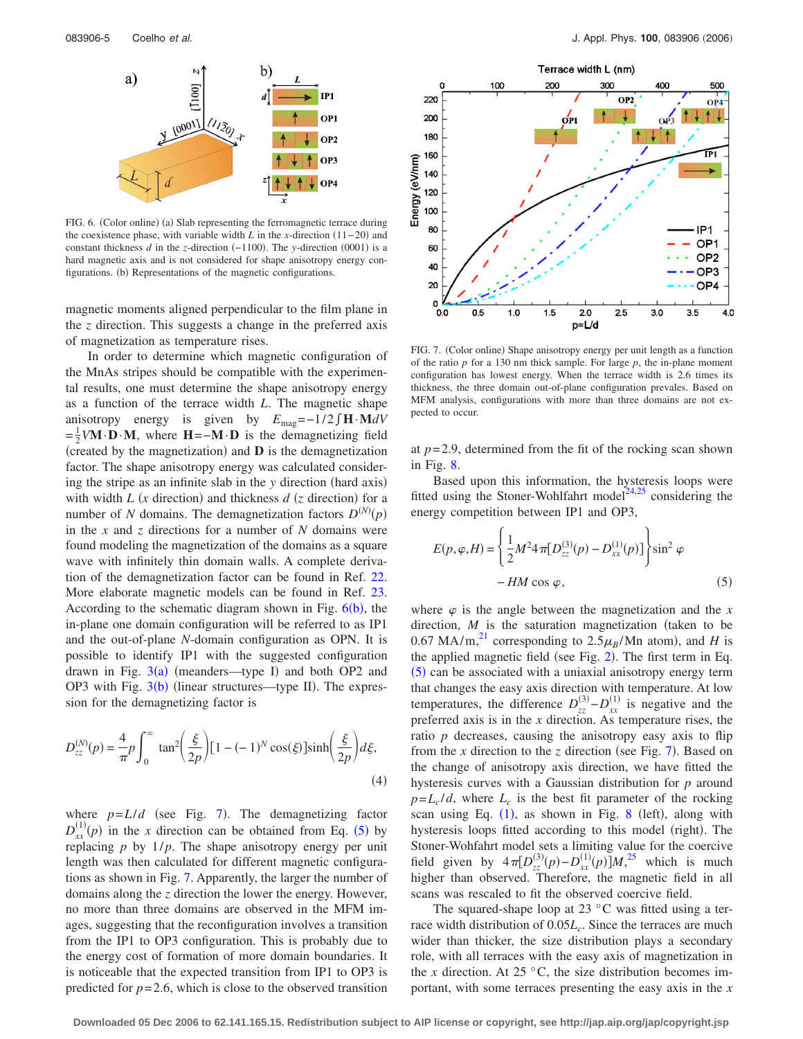FIG. 6. (Color online) (a) Slab representing the ferromagnetic terrace during the coexistence phase, with variable width $L$ in the $x$-direction (11−20) and constant thickness $d$ in the $z$-direction (−1100). The $y$-direction (0001) is a hard magnetic axis and is not considered for shape anisotropy energy configurations. (b) Representations of the magnetic configurations.

magnetic moments aligned perpendicular to the film plane in the $z$ direction. This suggests a change in the preferred axis of magnetization as temperature rises.

In order to determine which magnetic configuration of the MnAs stripes should be compatible with the experimental results, one must determine the shape anisotropy energy as a function of the terrace width $L$. The magnetic shape anisotropy energy is given by $E_{mag} = -1/2\int \mathbf{H}\cdot\mathbf{M}dV = \frac{1}{2}V\mathbf{M}\cdot\mathbf{D}\cdot\mathbf{M}$, where $\mathbf{H} = -\mathbf{M}\cdot\mathbf{D}$ is the demagnetizing field (created by the magnetization) and $\mathbf{D}$ is the demagnetization factor. The shape anisotropy energy was calculated considering the stripe as an infinite slab in the $y$ direction (hard axis) with width $L$ ($x$ direction) and thickness $d$ ($z$ direction) for a number of $N$ domains. The demagnetization factors $D^{(N)}(p)$ in the $x$ and $z$ directions for a number of $N$ domains were found modeling the magnetization of the domains as a square wave with infinitely thin domain walls. A complete derivation of the demagnetization factor can be found in Ref. 22. More elaborate magnetic models can be found in Ref. 23. According to the schematic diagram shown in Fig. 6(b), the in-plane one domain configuration will be referred to as IP1 and the out-of-plane $N$-domain configuration as OPN. It is possible to identify IP1 with the suggested configuration drawn in Fig. 3(a) (meanders—type I) and both OP2 and OP3 with Fig. 3(b) (linear structures—type II). The expression for the demagnetizing factor is

$$D_{zz}^{(N)}(p) = \frac{4}{\pi}p\int_0^{\infty} \tan^2\left(\frac{\xi}{2p}\right)[1-(-1)^N\cos(\xi)]\sinh\left(\frac{\xi}{2p}\right)d\xi, \tag{4}$$

where $p = L/d$ (see Fig. 7). The demagnetizing factor $D_{xx}^{(1)}(p)$ in the $x$ direction can be obtained from Eq. (5) by replacing $p$ by $1/p$. The shape anisotropy energy per unit length was then calculated for different magnetic configurations as shown in Fig. 7. Apparently, the larger the number of domains along the $z$ direction the lower the energy. However, no more than three domains are observed in the MFM images, suggesting that the reconfiguration involves a transition from the IP1 to OP3 configuration. This is probably due to the energy cost of formation of more domain boundaries. It is noticeable that the expected transition from IP1 to OP3 is predicted for $p = 2.6$, which is close to the observed transition

FIG. 7. (Color online) Shape anisotropy energy per unit length as a function of the ratio $p$ for a 130 nm thick sample. For large $p$, the in-plane moment configuration has lowest energy. When the terrace width is 2.6 times its thickness, the three domain out-of-plane configuration prevales. Based on MFM analysis, configurations with more than three domains are not expected to occur.

at $p = 2.9$, determined from the fit of the rocking scan shown in Fig. 8.

Based upon this information, the hysteresis loops were fitted using the Stoner-Wohlfahrt model[24,25] considering the energy competition between IP1 and OP3,

$$E(p,\varphi,H) = \left\{\frac{1}{2}M^2 4\pi[D_{zz}^{(3)}(p) - D_{xx}^{(1)}(p)]\right\}\sin^2\varphi - HM\cos\varphi, \tag{5}$$

where $\varphi$ is the angle between the magnetization and the $x$ direction, $M$ is the saturation magnetization (taken to be 0.67 MA/m,[21] corresponding to $2.5\mu_B$/Mn atom), and $H$ is the applied magnetic field (see Fig. 2). The first term in Eq. (5) can be associated with a uniaxial anisotropy energy term that changes the easy axis direction with temperature. At low temperatures, the difference $D_{zz}^{(3)} - D_{xx}^{(1)}$ is negative and the preferred axis is in the $x$ direction. As temperature rises, the ratio $p$ decreases, causing the anisotropy easy axis to flip from the $x$ direction to the $z$ direction (see Fig. 7). Based on the change of anisotropy axis direction, we have fitted the hysteresis curves with a Gaussian distribution for $p$ around $p = L_c/d$, where $L_c$ is the best fit parameter of the rocking scan using Eq. (1), as shown in Fig. 8 (left), along with hysteresis loops fitted according to this model (right). The Stoner-Wohfahrt model sets a limiting value for the coercive field given by $4\pi[D_{zz}^{(3)}(p) - D_{xx}^{(1)}(p)]M$,[25] which is much higher than observed. Therefore, the magnetic field in all scans was rescaled to fit the observed coercive field.

The squared-shape loop at 23 °C was fitted using a terrace width distribution of $0.05L_c$. Since the terraces are much wider than thicker, the size distribution plays a secondary role, with all terraces with the easy axis of magnetization in the $x$ direction. At 25 °C, the size distribution becomes important, with some terraces presenting the easy axis in the $x$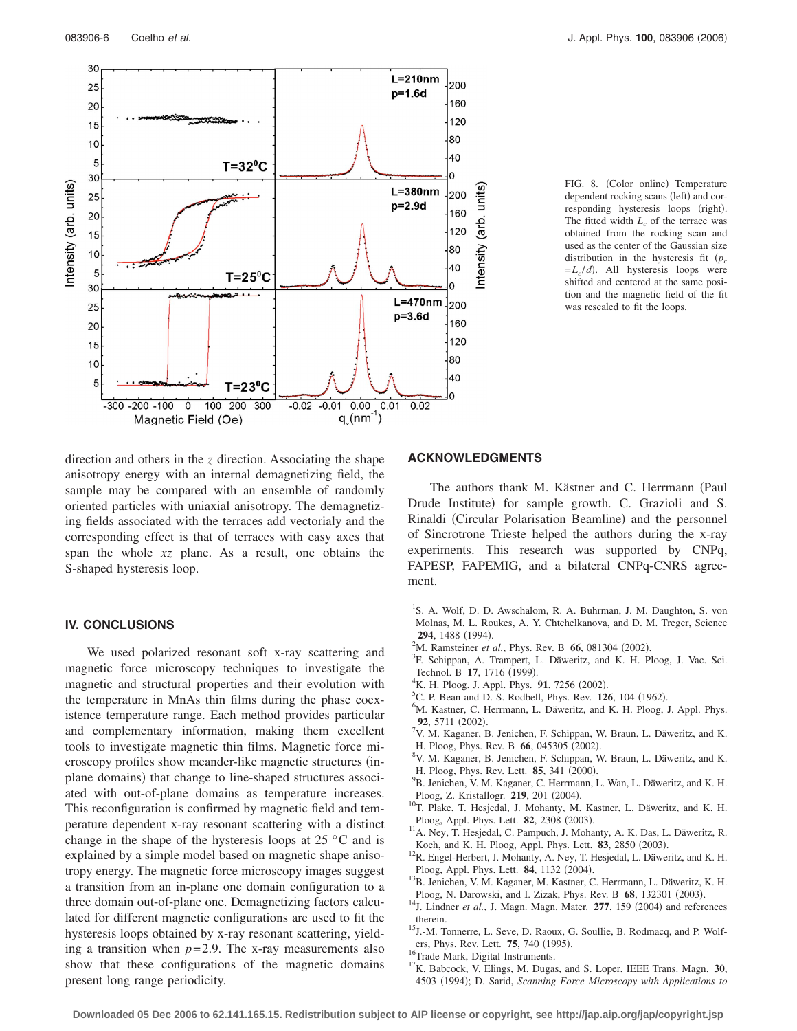FIG. 8. (Color online) Temperature dependent rocking scans (left) and corresponding hysteresis loops (right). The fitted width $L_c$ of the terrace was obtained from the rocking scan and used as the center of the Gaussian size distribution in the hysteresis fit ($p_c = L_c/d$). All hysteresis loops were shifted and centered at the same position and the magnetic field of the fit was rescaled to fit the loops.

direction and others in the $z$ direction. Associating the shape anisotropy energy with an internal demagnetizing field, the sample may be compared with an ensemble of randomly oriented particles with uniaxial anisotropy. The demagnetizing fields associated with the terraces add vectorialy and the corresponding effect is that of terraces with easy axes that span the whole $xz$ plane. As a result, one obtains the S-shaped hysteresis loop.

## IV. CONCLUSIONS

We used polarized resonant soft x-ray scattering and magnetic force microscopy techniques to investigate the magnetic and structural properties and their evolution with the temperature in MnAs thin films during the phase coexistence temperature range. Each method provides particular and complementary information, making them excellent tools to investigate magnetic thin films. Magnetic force microscopy profiles show meander-like magnetic structures (in-plane domains) that change to line-shaped structures associated with out-of-plane domains as temperature increases. This reconfiguration is confirmed by magnetic field and temperature dependent x-ray resonant scattering with a distinct change in the shape of the hysteresis loops at 25 °C and is explained by a simple model based on magnetic shape anisotropy energy. The magnetic force microscopy images suggest a transition from an in-plane one domain configuration to a three domain out-of-plane one. Demagnetizing factors calculated for different magnetic configurations are used to fit the hysteresis loops obtained by x-ray resonant scattering, yielding a transition when $p=2.9$. The x-ray measurements also show that these configurations of the magnetic domains present long range periodicity.

## ACKNOWLEDGMENTS

The authors thank M. Kästner and C. Herrmann (Paul Drude Institute) for sample growth. C. Grazioli and S. Rinaldi (Circular Polarisation Beamline) and the personnel of Sincrotrone Trieste helped the authors during the x-ray experiments. This research was supported by CNPq, FAPESP, FAPEMIG, and a bilateral CNPq-CNRS agreement.

[1] S. A. Wolf, D. D. Awschalom, R. A. Buhrman, J. M. Daughton, S. von Molnas, M. L. Roukes, A. Y. Chtchelkanova, and D. M. Treger, Science **294**, 1488 (1994).
[2] M. Ramsteiner *et al.*, Phys. Rev. B **66**, 081304 (2002).
[3] F. Schippan, A. Trampert, L. Däweritz, and K. H. Ploog, J. Vac. Sci. Technol. B **17**, 1716 (1999).
[4] K. H. Ploog, J. Appl. Phys. **91**, 7256 (2002).
[5] C. P. Bean and D. S. Rodbell, Phys. Rev. **126**, 104 (1962).
[6] M. Kastner, C. Herrmann, L. Däweritz, and K. H. Ploog, J. Appl. Phys. **92**, 5711 (2002).
[7] V. M. Kaganer, B. Jenichen, F. Schippan, W. Braun, L. Däweritz, and K. H. Ploog, Phys. Rev. B **66**, 045305 (2002).
[8] V. M. Kaganer, B. Jenichen, F. Schippan, W. Braun, L. Däweritz, and K. H. Ploog, Phys. Rev. Lett. **85**, 341 (2000).
[9] B. Jenichen, V. M. Kaganer, C. Herrmann, L. Wan, L. Däweritz, and K. H. Ploog, Z. Kristallogr. **219**, 201 (2004).
[10] T. Plake, T. Hesjedal, J. Mohanty, M. Kastner, L. Däweritz, and K. H. Ploog, Appl. Phys. Lett. **82**, 2308 (2003).
[11] A. Ney, T. Hesjedal, C. Pampuch, J. Mohanty, A. K. Das, L. Däweritz, R. Koch, and K. H. Ploog, Appl. Phys. Lett. **83**, 2850 (2003).
[12] R. Engel-Herbert, J. Mohanty, A. Ney, T. Hesjedal, L. Däweritz, and K. H. Ploog, Appl. Phys. Lett. **84**, 1132 (2004).
[13] B. Jenichen, V. M. Kaganer, M. Kastner, C. Herrmann, L. Däweritz, K. H. Ploog, N. Darowski, and I. Zizak, Phys. Rev. B **68**, 132301 (2003).
[14] J. Lindner *et al.*, J. Magn. Magn. Mater. **277**, 159 (2004) and references therein.
[15] J.-M. Tonnerre, L. Seve, D. Raoux, G. Soullie, B. Rodmacq, and P. Wolfers, Phys. Rev. Lett. **75**, 740 (1995).
[16] Trade Mark, Digital Instruments.
[17] K. Babcock, V. Elings, M. Dugas, and S. Loper, IEEE Trans. Magn. **30**, 4503 (1994); D. Sarid, *Scanning Force Microscopy with Applications to*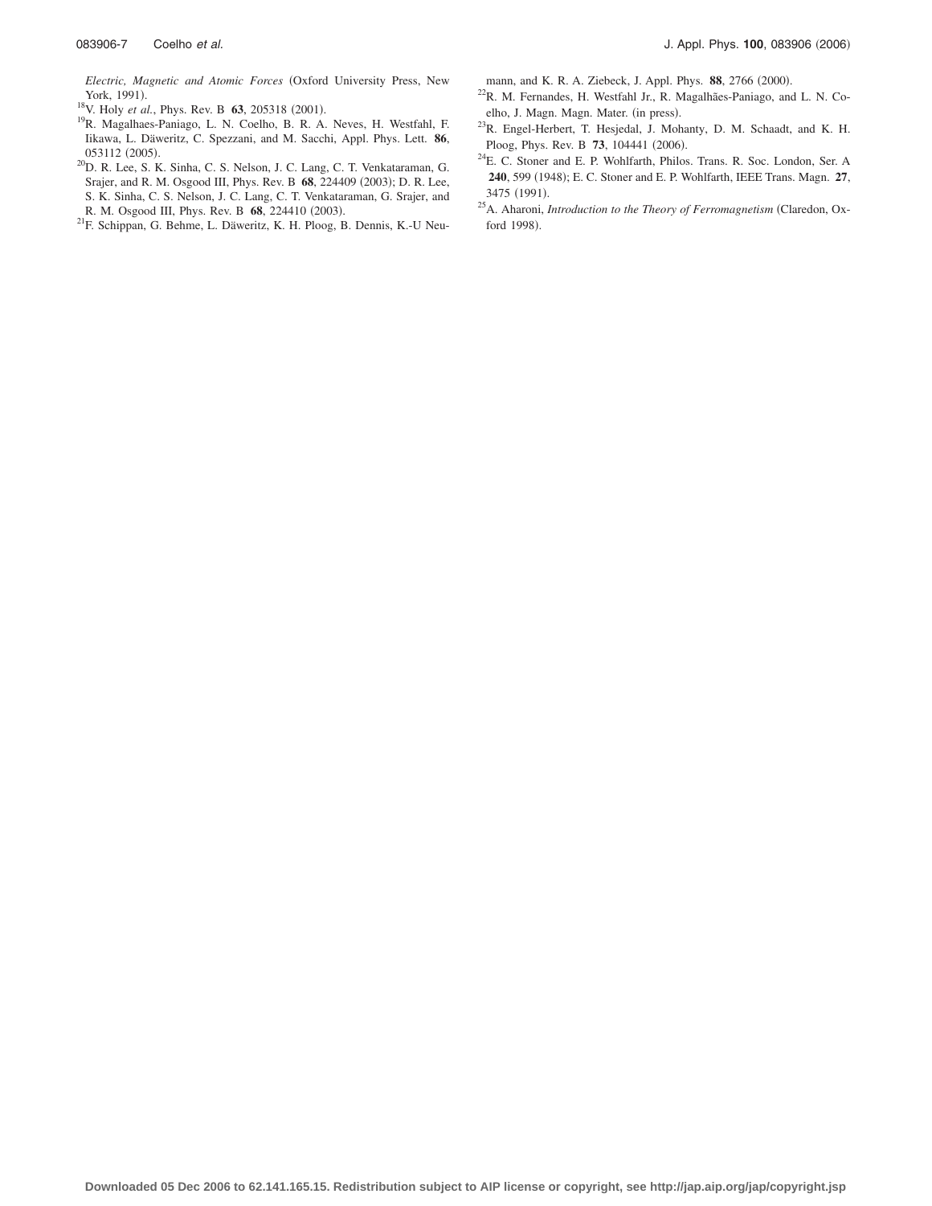*Electric, Magnetic and Atomic Forces* (Oxford University Press, New York, 1991).

[18] V. Holy *et al.*, Phys. Rev. B **63**, 205318 (2001).

[19] R. Magalhaes-Paniago, L. N. Coelho, B. R. A. Neves, H. Westfahl, F. Iikawa, L. Däweritz, C. Spezzani, and M. Sacchi, Appl. Phys. Lett. **86**, 053112 (2005).

[20] D. R. Lee, S. K. Sinha, C. S. Nelson, J. C. Lang, C. T. Venkataraman, G. Srajer, and R. M. Osgood III, Phys. Rev. B **68**, 224409 (2003); D. R. Lee, S. K. Sinha, C. S. Nelson, J. C. Lang, C. T. Venkataraman, G. Srajer, and R. M. Osgood III, Phys. Rev. B **68**, 224410 (2003).

[21] F. Schippan, G. Behme, L. Däweritz, K. H. Ploog, B. Dennis, K.-U Neumann, and K. R. A. Ziebeck, J. Appl. Phys. **88**, 2766 (2000).

[22] R. M. Fernandes, H. Westfahl Jr., R. Magalhães-Paniago, and L. N. Coelho, J. Magn. Magn. Mater. (in press).

[23] R. Engel-Herbert, T. Hesjedal, J. Mohanty, D. M. Schaadt, and K. H. Ploog, Phys. Rev. B **73**, 104441 (2006).

[24] E. C. Stoner and E. P. Wohlfarth, Philos. Trans. R. Soc. London, Ser. A **240**, 599 (1948); E. C. Stoner and E. P. Wohlfarth, IEEE Trans. Magn. **27**, 3475 (1991).

[25] A. Aharoni, *Introduction to the Theory of Ferromagnetism* (Claredon, Oxford 1998).